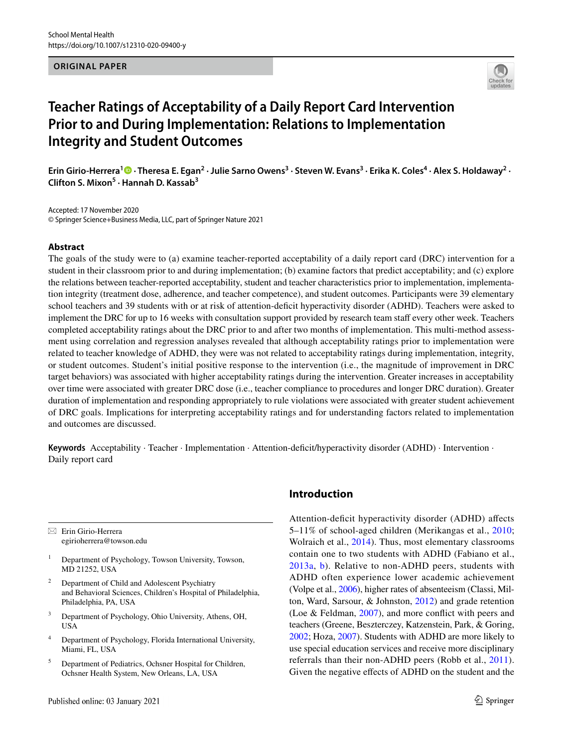ORIGINAL PAPER

# Teacher Ratings of Acceptability of a Daily Report Card Intervention Prior to and During Implementation: Relations to Implementation Integrity and Student Outcomes

**Erin Girio-Herrera[1] · Theresa E. Egan[2] · Julie Sarno Owens[3] · Steven W. Evans[3] · Erika K. Coles[4] · Alex S. Holdaway[2] · Clifton S. Mixon[5] · Hannah D. Kassab[3]**

Accepted: 17 November 2020
© Springer Science+Business Media, LLC, part of Springer Nature 2021

## Abstract

The goals of the study were to (a) examine teacher-reported acceptability of a daily report card (DRC) intervention for a student in their classroom prior to and during implementation; (b) examine factors that predict acceptability; and (c) explore the relations between teacher-reported acceptability, student and teacher characteristics prior to implementation, implementation integrity (treatment dose, adherence, and teacher competence), and student outcomes. Participants were 39 elementary school teachers and 39 students with or at risk of attention-deficit hyperactivity disorder (ADHD). Teachers were asked to implement the DRC for up to 16 weeks with consultation support provided by research team staff every other week. Teachers completed acceptability ratings about the DRC prior to and after two months of implementation. This multi-method assessment using correlation and regression analyses revealed that although acceptability ratings prior to implementation were related to teacher knowledge of ADHD, they were was not related to acceptability ratings during implementation, integrity, or student outcomes. Student's initial positive response to the intervention (i.e., the magnitude of improvement in DRC target behaviors) was associated with higher acceptability ratings during the intervention. Greater increases in acceptability over time were associated with greater DRC dose (i.e., teacher compliance to procedures and longer DRC duration). Greater duration of implementation and responding appropriately to rule violations were associated with greater student achievement of DRC goals. Implications for interpreting acceptability ratings and for understanding factors related to implementation and outcomes are discussed.

**Keywords** Acceptability · Teacher · Implementation · Attention-deficit/hyperactivity disorder (ADHD) · Intervention · Daily report card

✉ Erin Girio-Herrera
egirioherrera@towson.edu

[1] Department of Psychology, Towson University, Towson, MD 21252, USA

[2] Department of Child and Adolescent Psychiatry and Behavioral Sciences, Children's Hospital of Philadelphia, Philadelphia, PA, USA

[3] Department of Psychology, Ohio University, Athens, OH, USA

[4] Department of Psychology, Florida International University, Miami, FL, USA

[5] Department of Pediatrics, Ochsner Hospital for Children, Ochsner Health System, New Orleans, LA, USA

## Introduction

Attention-deficit hyperactivity disorder (ADHD) affects 5–11% of school-aged children (Merikangas et al., 2010; Wolraich et al., 2014). Thus, most elementary classrooms contain one to two students with ADHD (Fabiano et al., 2013a, b). Relative to non-ADHD peers, students with ADHD often experience lower academic achievement (Volpe et al., 2006), higher rates of absenteeism (Classi, Milton, Ward, Sarsour, & Johnston, 2012) and grade retention (Loe & Feldman, 2007), and more conflict with peers and teachers (Greene, Beszterczey, Katzenstein, Park, & Goring, 2002; Hoza, 2007). Students with ADHD are more likely to use special education services and receive more disciplinary referrals than their non-ADHD peers (Robb et al., 2011). Given the negative effects of ADHD on the student and the

Published online: 03 January 2021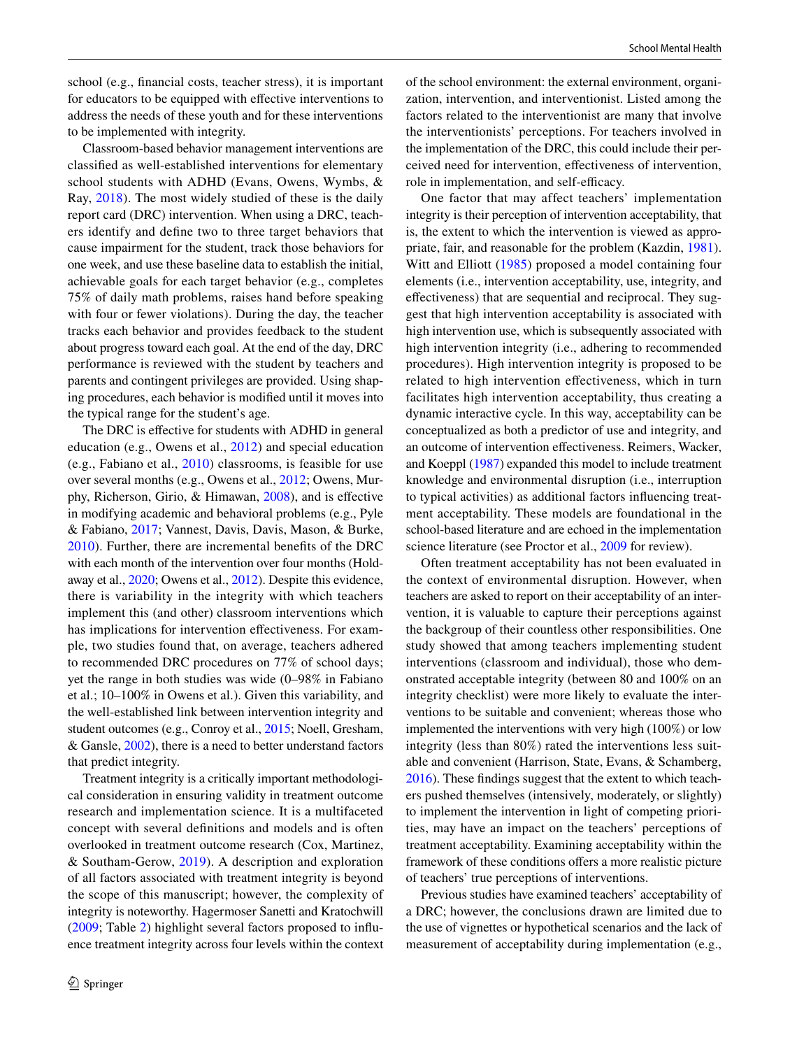school (e.g., financial costs, teacher stress), it is important for educators to be equipped with effective interventions to address the needs of these youth and for these interventions to be implemented with integrity.

Classroom-based behavior management interventions are classified as well-established interventions for elementary school students with ADHD (Evans, Owens, Wymbs, & Ray, 2018). The most widely studied of these is the daily report card (DRC) intervention. When using a DRC, teachers identify and define two to three target behaviors that cause impairment for the student, track those behaviors for one week, and use these baseline data to establish the initial, achievable goals for each target behavior (e.g., completes 75% of daily math problems, raises hand before speaking with four or fewer violations). During the day, the teacher tracks each behavior and provides feedback to the student about progress toward each goal. At the end of the day, DRC performance is reviewed with the student by teachers and parents and contingent privileges are provided. Using shaping procedures, each behavior is modified until it moves into the typical range for the student's age.

The DRC is effective for students with ADHD in general education (e.g., Owens et al., 2012) and special education (e.g., Fabiano et al., 2010) classrooms, is feasible for use over several months (e.g., Owens et al., 2012; Owens, Murphy, Richerson, Girio, & Himawan, 2008), and is effective in modifying academic and behavioral problems (e.g., Pyle & Fabiano, 2017; Vannest, Davis, Davis, Mason, & Burke, 2010). Further, there are incremental benefits of the DRC with each month of the intervention over four months (Holdaway et al., 2020; Owens et al., 2012). Despite this evidence, there is variability in the integrity with which teachers implement this (and other) classroom interventions which has implications for intervention effectiveness. For example, two studies found that, on average, teachers adhered to recommended DRC procedures on 77% of school days; yet the range in both studies was wide (0–98% in Fabiano et al.; 10–100% in Owens et al.). Given this variability, and the well-established link between intervention integrity and student outcomes (e.g., Conroy et al., 2015; Noell, Gresham, & Gansle, 2002), there is a need to better understand factors that predict integrity.

Treatment integrity is a critically important methodological consideration in ensuring validity in treatment outcome research and implementation science. It is a multifaceted concept with several definitions and models and is often overlooked in treatment outcome research (Cox, Martinez, & Southam-Gerow, 2019). A description and exploration of all factors associated with treatment integrity is beyond the scope of this manuscript; however, the complexity of integrity is noteworthy. Hagermoser Sanetti and Kratochwill (2009; Table 2) highlight several factors proposed to influence treatment integrity across four levels within the context of the school environment: the external environment, organization, intervention, and interventionist. Listed among the factors related to the interventionist are many that involve the interventionists' perceptions. For teachers involved in the implementation of the DRC, this could include their perceived need for intervention, effectiveness of intervention, role in implementation, and self-efficacy.

One factor that may affect teachers' implementation integrity is their perception of intervention acceptability, that is, the extent to which the intervention is viewed as appropriate, fair, and reasonable for the problem (Kazdin, 1981). Witt and Elliott (1985) proposed a model containing four elements (i.e., intervention acceptability, use, integrity, and effectiveness) that are sequential and reciprocal. They suggest that high intervention acceptability is associated with high intervention use, which is subsequently associated with high intervention integrity (i.e., adhering to recommended procedures). High intervention integrity is proposed to be related to high intervention effectiveness, which in turn facilitates high intervention acceptability, thus creating a dynamic interactive cycle. In this way, acceptability can be conceptualized as both a predictor of use and integrity, and an outcome of intervention effectiveness. Reimers, Wacker, and Koeppl (1987) expanded this model to include treatment knowledge and environmental disruption (i.e., interruption to typical activities) as additional factors influencing treatment acceptability. These models are foundational in the school-based literature and are echoed in the implementation science literature (see Proctor et al., 2009 for review).

Often treatment acceptability has not been evaluated in the context of environmental disruption. However, when teachers are asked to report on their acceptability of an intervention, it is valuable to capture their perceptions against the backgroup of their countless other responsibilities. One study showed that among teachers implementing student interventions (classroom and individual), those who demonstrated acceptable integrity (between 80 and 100% on an integrity checklist) were more likely to evaluate the interventions to be suitable and convenient; whereas those who implemented the interventions with very high (100%) or low integrity (less than 80%) rated the interventions less suitable and convenient (Harrison, State, Evans, & Schamberg, 2016). These findings suggest that the extent to which teachers pushed themselves (intensively, moderately, or slightly) to implement the intervention in light of competing priorities, may have an impact on the teachers' perceptions of treatment acceptability. Examining acceptability within the framework of these conditions offers a more realistic picture of teachers' true perceptions of interventions.

Previous studies have examined teachers' acceptability of a DRC; however, the conclusions drawn are limited due to the use of vignettes or hypothetical scenarios and the lack of measurement of acceptability during implementation (e.g.,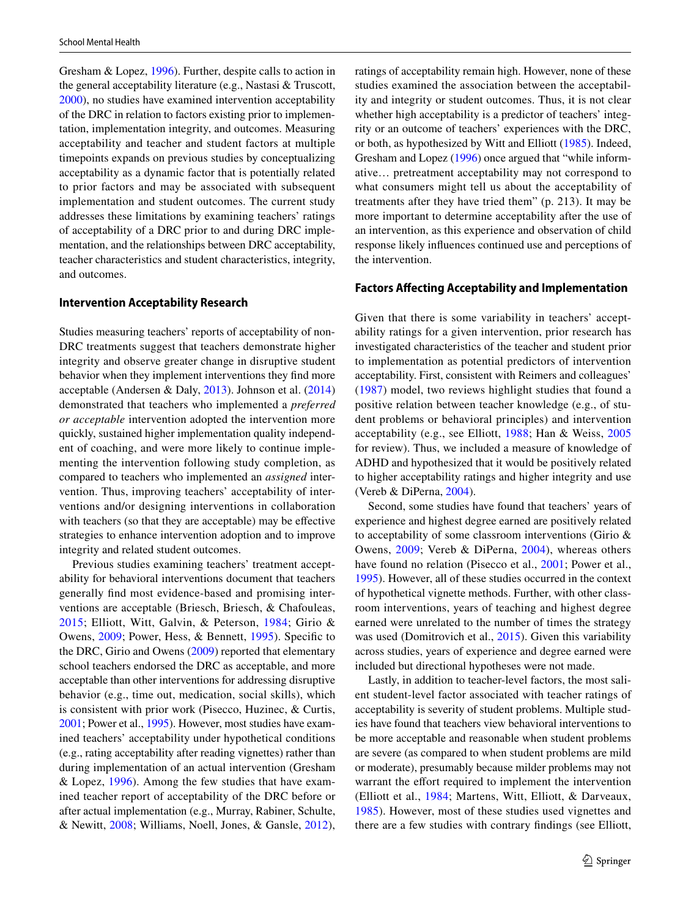Gresham & Lopez, 1996). Further, despite calls to action in the general acceptability literature (e.g., Nastasi & Truscott, 2000), no studies have examined intervention acceptability of the DRC in relation to factors existing prior to implementation, implementation integrity, and outcomes. Measuring acceptability and teacher and student factors at multiple timepoints expands on previous studies by conceptualizing acceptability as a dynamic factor that is potentially related to prior factors and may be associated with subsequent implementation and student outcomes. The current study addresses these limitations by examining teachers' ratings of acceptability of a DRC prior to and during DRC implementation, and the relationships between DRC acceptability, teacher characteristics and student characteristics, integrity, and outcomes.

### Intervention Acceptability Research

Studies measuring teachers' reports of acceptability of non-DRC treatments suggest that teachers demonstrate higher integrity and observe greater change in disruptive student behavior when they implement interventions they find more acceptable (Andersen & Daly, 2013). Johnson et al. (2014) demonstrated that teachers who implemented a *preferred or acceptable* intervention adopted the intervention more quickly, sustained higher implementation quality independent of coaching, and were more likely to continue implementing the intervention following study completion, as compared to teachers who implemented an *assigned* intervention. Thus, improving teachers' acceptability of interventions and/or designing interventions in collaboration with teachers (so that they are acceptable) may be effective strategies to enhance intervention adoption and to improve integrity and related student outcomes.

Previous studies examining teachers' treatment acceptability for behavioral interventions document that teachers generally find most evidence-based and promising interventions are acceptable (Briesch, Briesch, & Chafouleas, 2015; Elliott, Witt, Galvin, & Peterson, 1984; Girio & Owens, 2009; Power, Hess, & Bennett, 1995). Specific to the DRC, Girio and Owens (2009) reported that elementary school teachers endorsed the DRC as acceptable, and more acceptable than other interventions for addressing disruptive behavior (e.g., time out, medication, social skills), which is consistent with prior work (Pisecco, Huzinec, & Curtis, 2001; Power et al., 1995). However, most studies have examined teachers' acceptability under hypothetical conditions (e.g., rating acceptability after reading vignettes) rather than during implementation of an actual intervention (Gresham & Lopez, 1996). Among the few studies that have examined teacher report of acceptability of the DRC before or after actual implementation (e.g., Murray, Rabiner, Schulte, & Newitt, 2008; Williams, Noell, Jones, & Gansle, 2012), ratings of acceptability remain high. However, none of these studies examined the association between the acceptability and integrity or student outcomes. Thus, it is not clear whether high acceptability is a predictor of teachers' integrity or an outcome of teachers' experiences with the DRC, or both, as hypothesized by Witt and Elliott (1985). Indeed, Gresham and Lopez (1996) once argued that "while informative… pretreatment acceptability may not correspond to what consumers might tell us about the acceptability of treatments after they have tried them" (p. 213). It may be more important to determine acceptability after the use of an intervention, as this experience and observation of child response likely influences continued use and perceptions of the intervention.

### Factors Affecting Acceptability and Implementation

Given that there is some variability in teachers' acceptability ratings for a given intervention, prior research has investigated characteristics of the teacher and student prior to implementation as potential predictors of intervention acceptability. First, consistent with Reimers and colleagues' (1987) model, two reviews highlight studies that found a positive relation between teacher knowledge (e.g., of student problems or behavioral principles) and intervention acceptability (e.g., see Elliott, 1988; Han & Weiss, 2005 for review). Thus, we included a measure of knowledge of ADHD and hypothesized that it would be positively related to higher acceptability ratings and higher integrity and use (Vereb & DiPerna, 2004).

Second, some studies have found that teachers' years of experience and highest degree earned are positively related to acceptability of some classroom interventions (Girio & Owens, 2009; Vereb & DiPerna, 2004), whereas others have found no relation (Pisecco et al., 2001; Power et al., 1995). However, all of these studies occurred in the context of hypothetical vignette methods. Further, with other classroom interventions, years of teaching and highest degree earned were unrelated to the number of times the strategy was used (Domitrovich et al., 2015). Given this variability across studies, years of experience and degree earned were included but directional hypotheses were not made.

Lastly, in addition to teacher-level factors, the most salient student-level factor associated with teacher ratings of acceptability is severity of student problems. Multiple studies have found that teachers view behavioral interventions to be more acceptable and reasonable when student problems are severe (as compared to when student problems are mild or moderate), presumably because milder problems may not warrant the effort required to implement the intervention (Elliott et al., 1984; Martens, Witt, Elliott, & Darveaux, 1985). However, most of these studies used vignettes and there are a few studies with contrary findings (see Elliott,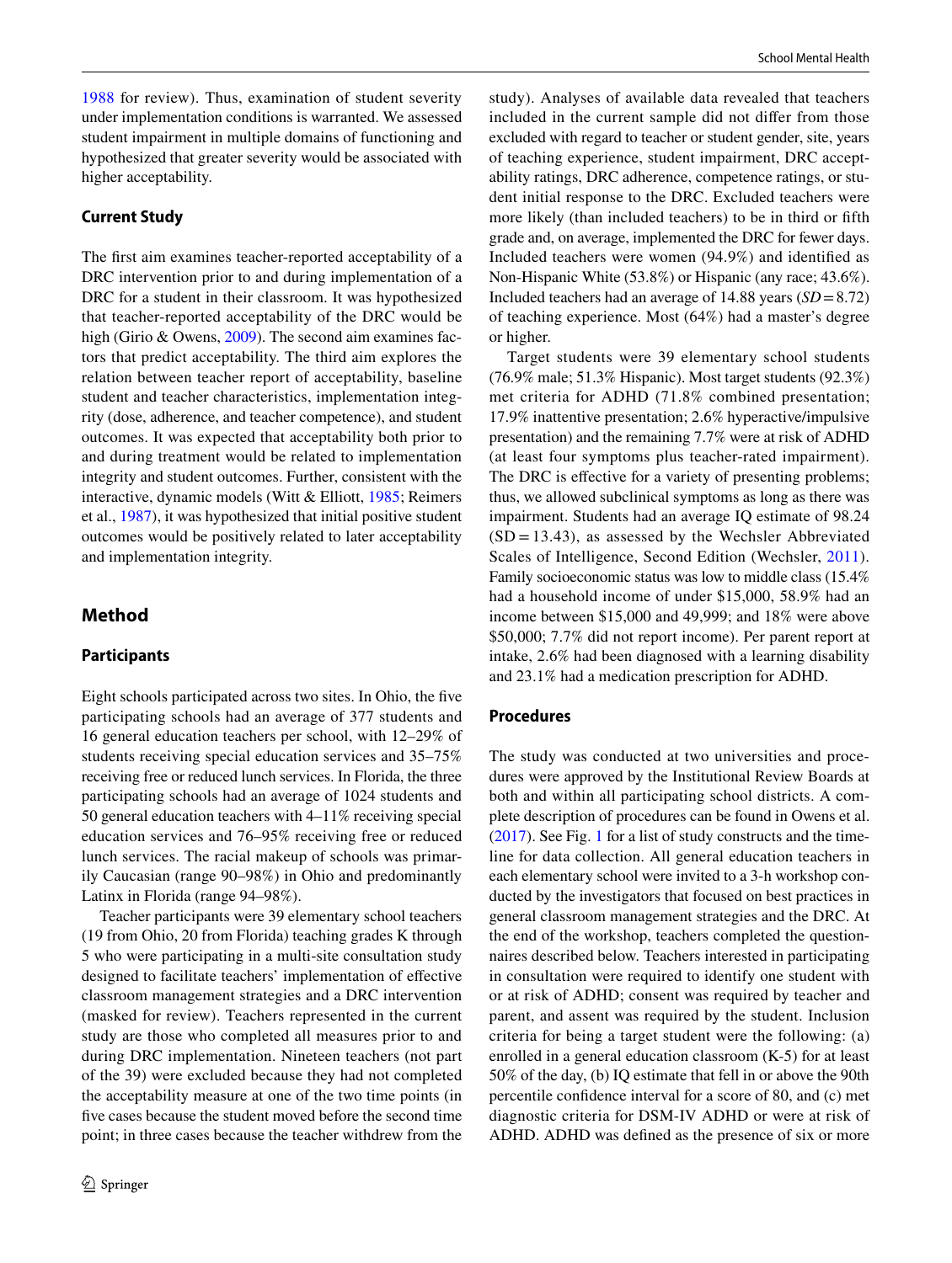1988 for review). Thus, examination of student severity under implementation conditions is warranted. We assessed student impairment in multiple domains of functioning and hypothesized that greater severity would be associated with higher acceptability.

### Current Study

The first aim examines teacher-reported acceptability of a DRC intervention prior to and during implementation of a DRC for a student in their classroom. It was hypothesized that teacher-reported acceptability of the DRC would be high (Girio & Owens, 2009). The second aim examines factors that predict acceptability. The third aim explores the relation between teacher report of acceptability, baseline student and teacher characteristics, implementation integrity (dose, adherence, and teacher competence), and student outcomes. It was expected that acceptability both prior to and during treatment would be related to implementation integrity and student outcomes. Further, consistent with the interactive, dynamic models (Witt & Elliott, 1985; Reimers et al., 1987), it was hypothesized that initial positive student outcomes would be positively related to later acceptability and implementation integrity.

## Method

### Participants

Eight schools participated across two sites. In Ohio, the five participating schools had an average of 377 students and 16 general education teachers per school, with 12–29% of students receiving special education services and 35–75% receiving free or reduced lunch services. In Florida, the three participating schools had an average of 1024 students and 50 general education teachers with 4–11% receiving special education services and 76–95% receiving free or reduced lunch services. The racial makeup of schools was primarily Caucasian (range 90–98%) in Ohio and predominantly Latinx in Florida (range 94–98%).

Teacher participants were 39 elementary school teachers (19 from Ohio, 20 from Florida) teaching grades K through 5 who were participating in a multi-site consultation study designed to facilitate teachers' implementation of effective classroom management strategies and a DRC intervention (masked for review). Teachers represented in the current study are those who completed all measures prior to and during DRC implementation. Nineteen teachers (not part of the 39) were excluded because they had not completed the acceptability measure at one of the two time points (in five cases because the student moved before the second time point; in three cases because the teacher withdrew from the study). Analyses of available data revealed that teachers included in the current sample did not differ from those excluded with regard to teacher or student gender, site, years of teaching experience, student impairment, DRC acceptability ratings, DRC adherence, competence ratings, or student initial response to the DRC. Excluded teachers were more likely (than included teachers) to be in third or fifth grade and, on average, implemented the DRC for fewer days. Included teachers were women (94.9%) and identified as Non-Hispanic White (53.8%) or Hispanic (any race; 43.6%). Included teachers had an average of 14.88 years ($SD = 8.72$) of teaching experience. Most (64%) had a master's degree or higher.

Target students were 39 elementary school students (76.9% male; 51.3% Hispanic). Most target students (92.3%) met criteria for ADHD (71.8% combined presentation; 17.9% inattentive presentation; 2.6% hyperactive/impulsive presentation) and the remaining 7.7% were at risk of ADHD (at least four symptoms plus teacher-rated impairment). The DRC is effective for a variety of presenting problems; thus, we allowed subclinical symptoms as long as there was impairment. Students had an average IQ estimate of 98.24 ($SD = 13.43$), as assessed by the Wechsler Abbreviated Scales of Intelligence, Second Edition (Wechsler, 2011). Family socioeconomic status was low to middle class (15.4% had a household income of under \$15,000, 58.9% had an income between \$15,000 and 49,999; and 18% were above \$50,000; 7.7% did not report income). Per parent report at intake, 2.6% had been diagnosed with a learning disability and 23.1% had a medication prescription for ADHD.

### Procedures

The study was conducted at two universities and procedures were approved by the Institutional Review Boards at both and within all participating school districts. A complete description of procedures can be found in Owens et al. (2017). See Fig. 1 for a list of study constructs and the timeline for data collection. All general education teachers in each elementary school were invited to a 3-h workshop conducted by the investigators that focused on best practices in general classroom management strategies and the DRC. At the end of the workshop, teachers completed the questionnaires described below. Teachers interested in participating in consultation were required to identify one student with or at risk of ADHD; consent was required by teacher and parent, and assent was required by the student. Inclusion criteria for being a target student were the following: (a) enrolled in a general education classroom (K-5) for at least 50% of the day, (b) IQ estimate that fell in or above the 90th percentile confidence interval for a score of 80, and (c) met diagnostic criteria for DSM-IV ADHD or were at risk of ADHD. ADHD was defined as the presence of six or more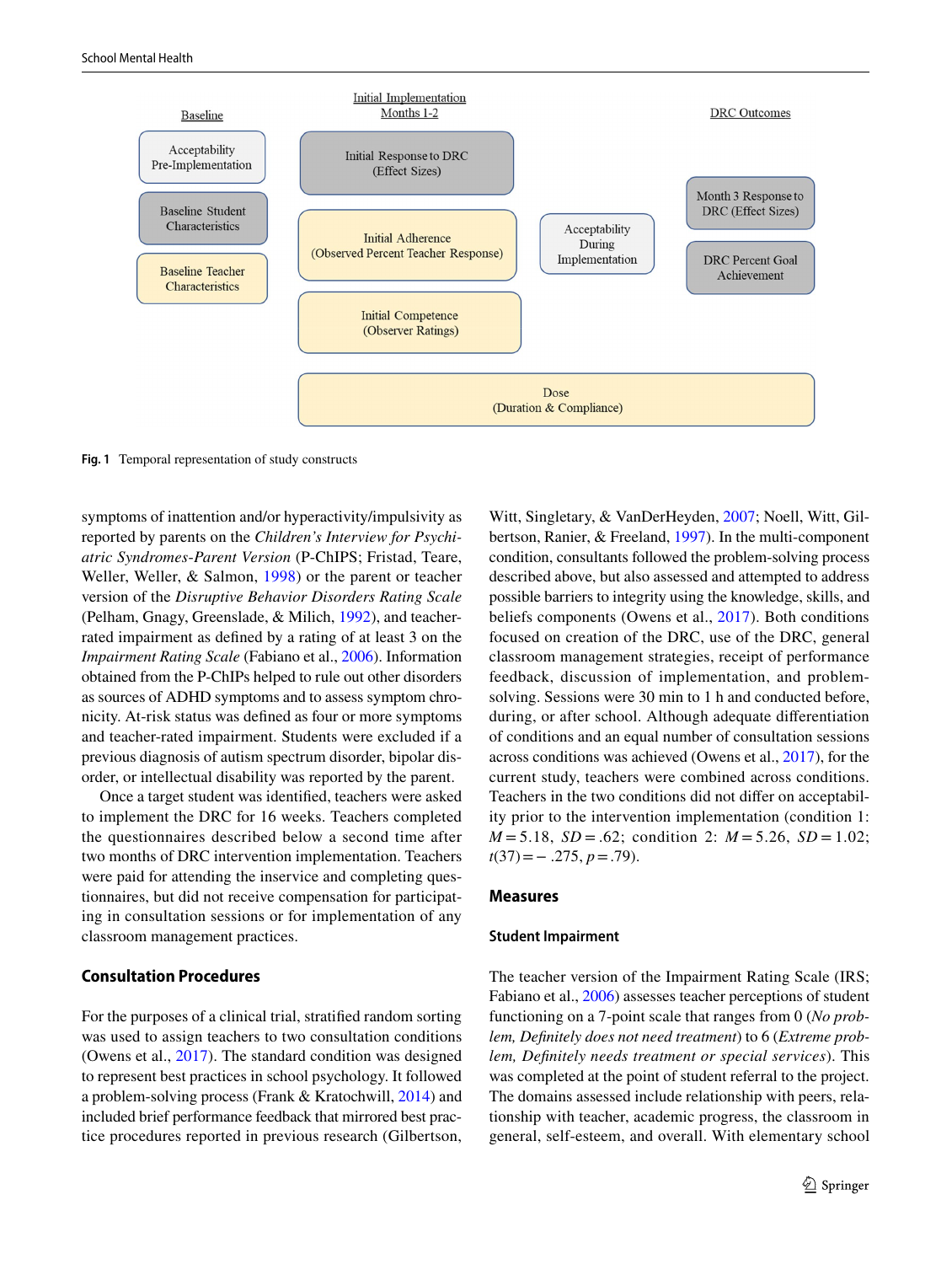**Fig. 1** Temporal representation of study constructs

symptoms of inattention and/or hyperactivity/impulsivity as reported by parents on the *Children's Interview for Psychiatric Syndromes-Parent Version* (P-ChIPS; Fristad, Teare, Weller, Weller, & Salmon, 1998) or the parent or teacher version of the *Disruptive Behavior Disorders Rating Scale* (Pelham, Gnagy, Greenslade, & Milich, 1992), and teacher-rated impairment as defined by a rating of at least 3 on the *Impairment Rating Scale* (Fabiano et al., 2006). Information obtained from the P-ChIPs helped to rule out other disorders as sources of ADHD symptoms and to assess symptom chronicity. At-risk status was defined as four or more symptoms and teacher-rated impairment. Students were excluded if a previous diagnosis of autism spectrum disorder, bipolar disorder, or intellectual disability was reported by the parent.

Once a target student was identified, teachers were asked to implement the DRC for 16 weeks. Teachers completed the questionnaires described below a second time after two months of DRC intervention implementation. Teachers were paid for attending the inservice and completing questionnaires, but did not receive compensation for participating in consultation sessions or for implementation of any classroom management practices.

### Consultation Procedures

For the purposes of a clinical trial, stratified random sorting was used to assign teachers to two consultation conditions (Owens et al., 2017). The standard condition was designed to represent best practices in school psychology. It followed a problem-solving process (Frank & Kratochwill, 2014) and included brief performance feedback that mirrored best practice procedures reported in previous research (Gilbertson, Witt, Singletary, & VanDerHeyden, 2007; Noell, Witt, Gilbertson, Ranier, & Freeland, 1997). In the multi-component condition, consultants followed the problem-solving process described above, but also assessed and attempted to address possible barriers to integrity using the knowledge, skills, and beliefs components (Owens et al., 2017). Both conditions focused on creation of the DRC, use of the DRC, general classroom management strategies, receipt of performance feedback, discussion of implementation, and problem-solving. Sessions were 30 min to 1 h and conducted before, during, or after school. Although adequate differentiation of conditions and an equal number of consultation sessions across conditions was achieved (Owens et al., 2017), for the current study, teachers were combined across conditions. Teachers in the two conditions did not differ on acceptability prior to the intervention implementation (condition 1: $M = 5.18$, $SD = .62$; condition 2: $M = 5.26$, $SD = 1.02$; $t(37) = -.275$, $p = .79$).

## Measures

### Student Impairment

The teacher version of the Impairment Rating Scale (IRS; Fabiano et al., 2006) assesses teacher perceptions of student functioning on a 7-point scale that ranges from 0 (*No problem, Definitely does not need treatment*) to 6 (*Extreme problem, Definitely needs treatment or special services*). This was completed at the point of student referral to the project. The domains assessed include relationship with peers, relationship with teacher, academic progress, the classroom in general, self-esteem, and overall. With elementary school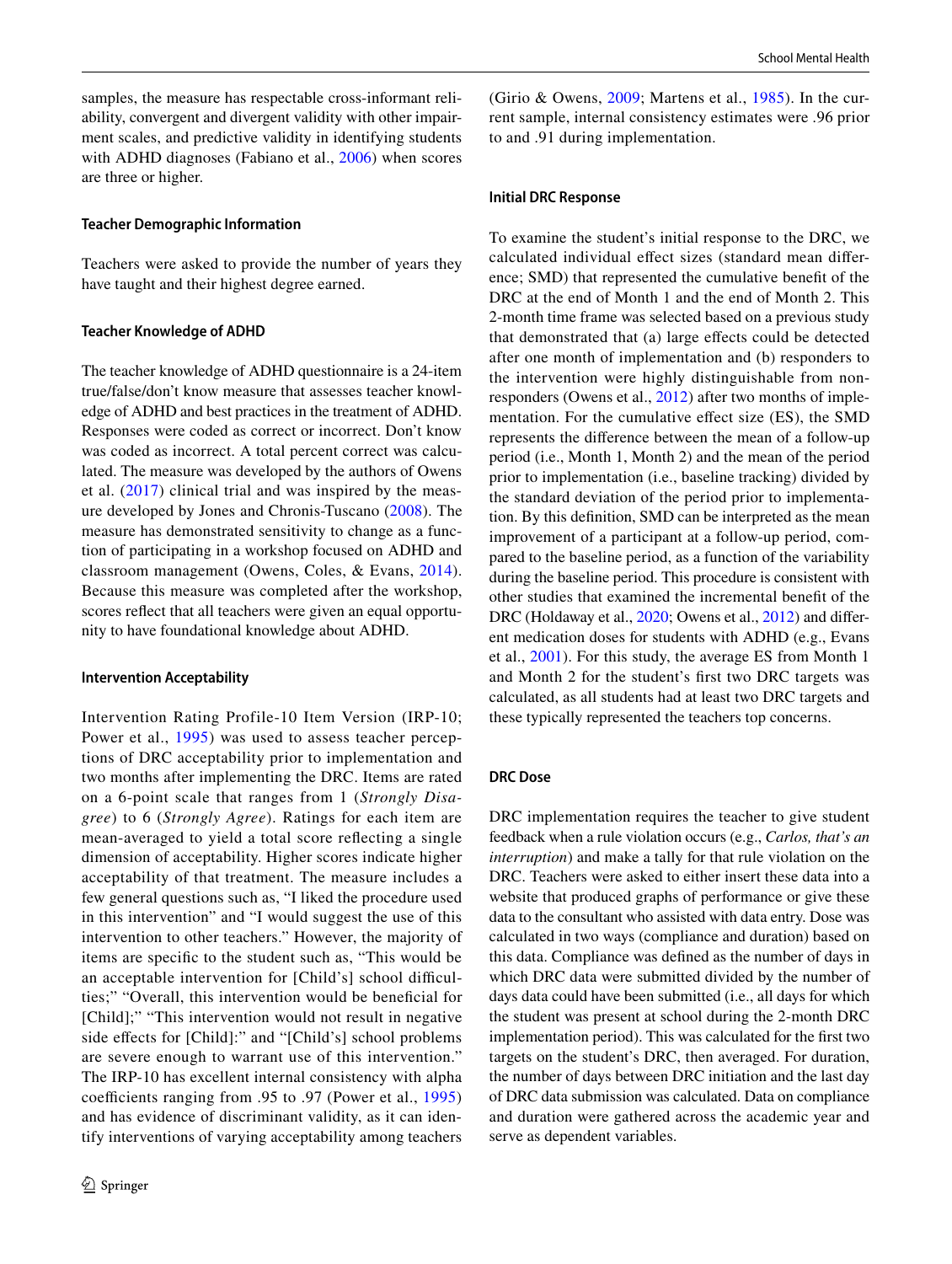samples, the measure has respectable cross-informant reliability, convergent and divergent validity with other impairment scales, and predictive validity in identifying students with ADHD diagnoses (Fabiano et al., 2006) when scores are three or higher.

### Teacher Demographic Information

Teachers were asked to provide the number of years they have taught and their highest degree earned.

### Teacher Knowledge of ADHD

The teacher knowledge of ADHD questionnaire is a 24-item true/false/don't know measure that assesses teacher knowledge of ADHD and best practices in the treatment of ADHD. Responses were coded as correct or incorrect. Don't know was coded as incorrect. A total percent correct was calculated. The measure was developed by the authors of Owens et al. (2017) clinical trial and was inspired by the measure developed by Jones and Chronis-Tuscano (2008). The measure has demonstrated sensitivity to change as a function of participating in a workshop focused on ADHD and classroom management (Owens, Coles, & Evans, 2014). Because this measure was completed after the workshop, scores reflect that all teachers were given an equal opportunity to have foundational knowledge about ADHD.

### Intervention Acceptability

Intervention Rating Profile-10 Item Version (IRP-10; Power et al., 1995) was used to assess teacher perceptions of DRC acceptability prior to implementation and two months after implementing the DRC. Items are rated on a 6-point scale that ranges from 1 (*Strongly Disagree*) to 6 (*Strongly Agree*). Ratings for each item are mean-averaged to yield a total score reflecting a single dimension of acceptability. Higher scores indicate higher acceptability of that treatment. The measure includes a few general questions such as, "I liked the procedure used in this intervention" and "I would suggest the use of this intervention to other teachers." However, the majority of items are specific to the student such as, "This would be an acceptable intervention for [Child's] school difficulties;" "Overall, this intervention would be beneficial for [Child];" "This intervention would not result in negative side effects for [Child]:" and "[Child's] school problems are severe enough to warrant use of this intervention." The IRP-10 has excellent internal consistency with alpha coefficients ranging from .95 to .97 (Power et al., 1995) and has evidence of discriminant validity, as it can identify interventions of varying acceptability among teachers (Girio & Owens, 2009; Martens et al., 1985). In the current sample, internal consistency estimates were .96 prior to and .91 during implementation.

### Initial DRC Response

To examine the student's initial response to the DRC, we calculated individual effect sizes (standard mean difference; SMD) that represented the cumulative benefit of the DRC at the end of Month 1 and the end of Month 2. This 2-month time frame was selected based on a previous study that demonstrated that (a) large effects could be detected after one month of implementation and (b) responders to the intervention were highly distinguishable from nonresponders (Owens et al., 2012) after two months of implementation. For the cumulative effect size (ES), the SMD represents the difference between the mean of a follow-up period (i.e., Month 1, Month 2) and the mean of the period prior to implementation (i.e., baseline tracking) divided by the standard deviation of the period prior to implementation. By this definition, SMD can be interpreted as the mean improvement of a participant at a follow-up period, compared to the baseline period, as a function of the variability during the baseline period. This procedure is consistent with other studies that examined the incremental benefit of the DRC (Holdaway et al., 2020; Owens et al., 2012) and different medication doses for students with ADHD (e.g., Evans et al., 2001). For this study, the average ES from Month 1 and Month 2 for the student's first two DRC targets was calculated, as all students had at least two DRC targets and these typically represented the teachers top concerns.

### DRC Dose

DRC implementation requires the teacher to give student feedback when a rule violation occurs (e.g., *Carlos, that's an interruption*) and make a tally for that rule violation on the DRC. Teachers were asked to either insert these data into a website that produced graphs of performance or give these data to the consultant who assisted with data entry. Dose was calculated in two ways (compliance and duration) based on this data. Compliance was defined as the number of days in which DRC data were submitted divided by the number of days data could have been submitted (i.e., all days for which the student was present at school during the 2-month DRC implementation period). This was calculated for the first two targets on the student's DRC, then averaged. For duration, the number of days between DRC initiation and the last day of DRC data submission was calculated. Data on compliance and duration were gathered across the academic year and serve as dependent variables.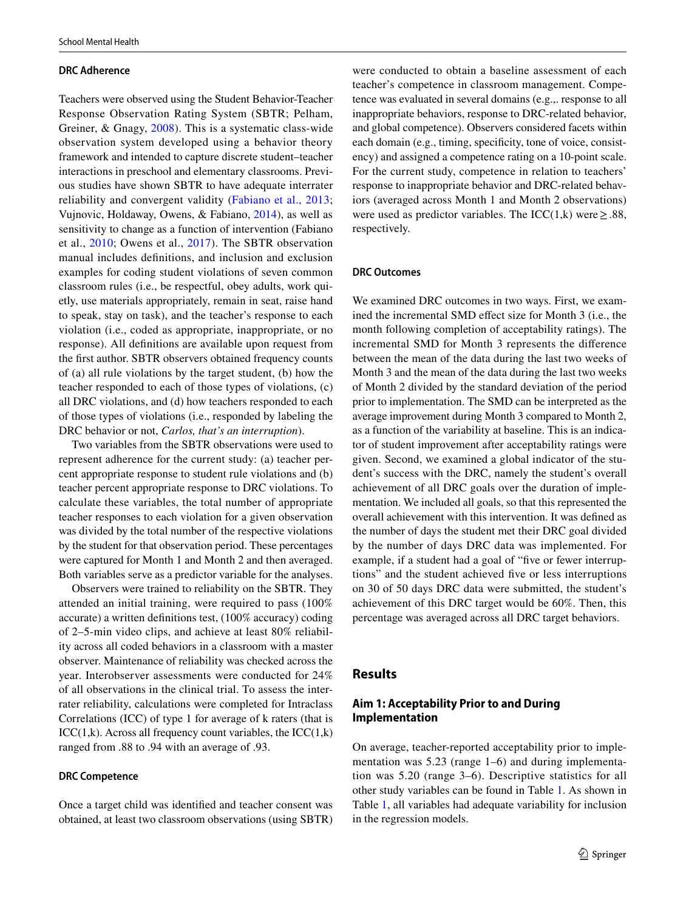### DRC Adherence

Teachers were observed using the Student Behavior-Teacher Response Observation Rating System (SBTR; Pelham, Greiner, & Gnagy, 2008). This is a systematic class-wide observation system developed using a behavior theory framework and intended to capture discrete student–teacher interactions in preschool and elementary classrooms. Previous studies have shown SBTR to have adequate interrater reliability and convergent validity (Fabiano et al., 2013; Vujnovic, Holdaway, Owens, & Fabiano, 2014), as well as sensitivity to change as a function of intervention (Fabiano et al., 2010; Owens et al., 2017). The SBTR observation manual includes definitions, and inclusion and exclusion examples for coding student violations of seven common classroom rules (i.e., be respectful, obey adults, work quietly, use materials appropriately, remain in seat, raise hand to speak, stay on task), and the teacher's response to each violation (i.e., coded as appropriate, inappropriate, or no response). All definitions are available upon request from the first author. SBTR observers obtained frequency counts of (a) all rule violations by the target student, (b) how the teacher responded to each of those types of violations, (c) all DRC violations, and (d) how teachers responded to each of those types of violations (i.e., responded by labeling the DRC behavior or not, *Carlos, that's an interruption*).

Two variables from the SBTR observations were used to represent adherence for the current study: (a) teacher percent appropriate response to student rule violations and (b) teacher percent appropriate response to DRC violations. To calculate these variables, the total number of appropriate teacher responses to each violation for a given observation was divided by the total number of the respective violations by the student for that observation period. These percentages were captured for Month 1 and Month 2 and then averaged. Both variables serve as a predictor variable for the analyses.

Observers were trained to reliability on the SBTR. They attended an initial training, were required to pass (100% accurate) a written definitions test, (100% accuracy) coding of 2–5-min video clips, and achieve at least 80% reliability across all coded behaviors in a classroom with a master observer. Maintenance of reliability was checked across the year. Interobserver assessments were conducted for 24% of all observations in the clinical trial. To assess the interrater reliability, calculations were completed for Intraclass Correlations (ICC) of type 1 for average of k raters (that is ICC(1,k). Across all frequency count variables, the ICC(1,k) ranged from .88 to .94 with an average of .93.

### DRC Competence

Once a target child was identified and teacher consent was obtained, at least two classroom observations (using SBTR) were conducted to obtain a baseline assessment of each teacher's competence in classroom management. Competence was evaluated in several domains (e.g.,. response to all inappropriate behaviors, response to DRC-related behavior, and global competence). Observers considered facets within each domain (e.g., timing, specificity, tone of voice, consistency) and assigned a competence rating on a 10-point scale. For the current study, competence in relation to teachers' response to inappropriate behavior and DRC-related behaviors (averaged across Month 1 and Month 2 observations) were used as predictor variables. The ICC(1,k) were ≥ .88, respectively.

### DRC Outcomes

We examined DRC outcomes in two ways. First, we examined the incremental SMD effect size for Month 3 (i.e., the month following completion of acceptability ratings). The incremental SMD for Month 3 represents the difference between the mean of the data during the last two weeks of Month 3 and the mean of the data during the last two weeks of Month 2 divided by the standard deviation of the period prior to implementation. The SMD can be interpreted as the average improvement during Month 3 compared to Month 2, as a function of the variability at baseline. This is an indicator of student improvement after acceptability ratings were given. Second, we examined a global indicator of the student's success with the DRC, namely the student's overall achievement of all DRC goals over the duration of implementation. We included all goals, so that this represented the overall achievement with this intervention. It was defined as the number of days the student met their DRC goal divided by the number of days DRC data was implemented. For example, if a student had a goal of "five or fewer interruptions" and the student achieved five or less interruptions on 30 of 50 days DRC data were submitted, the student's achievement of this DRC target would be 60%. Then, this percentage was averaged across all DRC target behaviors.

## Results

### Aim 1: Acceptability Prior to and During Implementation

On average, teacher-reported acceptability prior to implementation was 5.23 (range 1–6) and during implementation was 5.20 (range 3–6). Descriptive statistics for all other study variables can be found in Table 1. As shown in Table 1, all variables had adequate variability for inclusion in the regression models.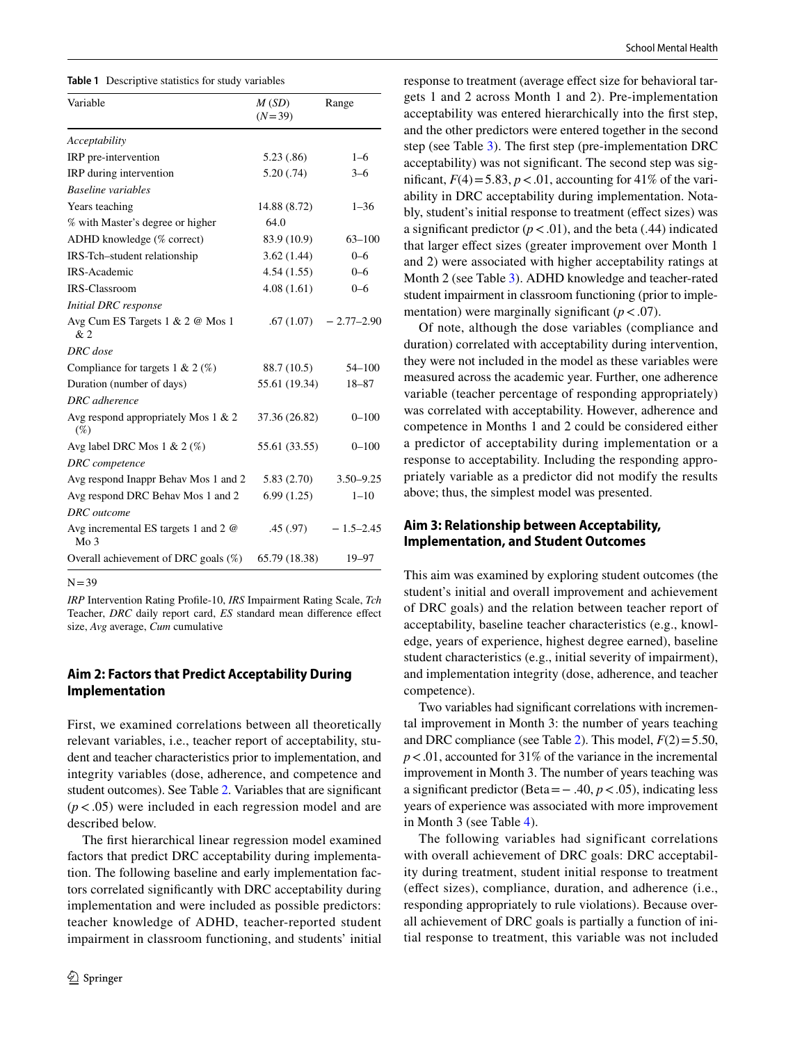**Table 1** Descriptive statistics for study variables

| Variable | M (SD) (N=39) | Range |
|---|---|---|
| *Acceptability* | | |
| IRP pre-intervention | 5.23 (.86) | 1–6 |
| IRP during intervention | 5.20 (.74) | 3–6 |
| *Baseline variables* | | |
| Years teaching | 14.88 (8.72) | 1–36 |
| % with Master's degree or higher | 64.0 | |
| ADHD knowledge (% correct) | 83.9 (10.9) | 63–100 |
| IRS-Tch–student relationship | 3.62 (1.44) | 0–6 |
| IRS-Academic | 4.54 (1.55) | 0–6 |
| IRS-Classroom | 4.08 (1.61) | 0–6 |
| *Initial DRC response* | | |
| Avg Cum ES Targets 1 & 2 @ Mos 1 & 2 | .67 (1.07) | − 2.77–2.90 |
| *DRC dose* | | |
| Compliance for targets 1 & 2 (%) | 88.7 (10.5) | 54–100 |
| Duration (number of days) | 55.61 (19.34) | 18–87 |
| *DRC adherence* | | |
| Avg respond appropriately Mos 1 & 2 (%) | 37.36 (26.82) | 0–100 |
| Avg label DRC Mos 1 & 2 (%) | 55.61 (33.55) | 0–100 |
| *DRC competence* | | |
| Avg respond Inappr Behav Mos 1 and 2 | 5.83 (2.70) | 3.50–9.25 |
| Avg respond DRC Behav Mos 1 and 2 | 6.99 (1.25) | 1–10 |
| *DRC outcome* | | |
| Avg incremental ES targets 1 and 2 @ Mo 3 | .45 (.97) | − 1.5–2.45 |
| Overall achievement of DRC goals (%) | 65.79 (18.38) | 19–97 |

N = 39

*IRP* Intervention Rating Profile-10, *IRS* Impairment Rating Scale, *Tch* Teacher, *DRC* daily report card, *ES* standard mean difference effect size, *Avg* average, *Cum* cumulative

## Aim 2: Factors that Predict Acceptability During Implementation

First, we examined correlations between all theoretically relevant variables, i.e., teacher report of acceptability, student and teacher characteristics prior to implementation, and integrity variables (dose, adherence, and competence and student outcomes). See Table 2. Variables that are significant ($p < .05$) were included in each regression model and are described below.

The first hierarchical linear regression model examined factors that predict DRC acceptability during implementation. The following baseline and early implementation factors correlated significantly with DRC acceptability during implementation and were included as possible predictors: teacher knowledge of ADHD, teacher-reported student impairment in classroom functioning, and students' initial response to treatment (average effect size for behavioral targets 1 and 2 across Month 1 and 2). Pre-implementation acceptability was entered hierarchically into the first step, and the other predictors were entered together in the second step (see Table 3). The first step (pre-implementation DRC acceptability) was not significant. The second step was significant, $F(4) = 5.83$, $p < .01$, accounting for 41% of the variability in DRC acceptability during implementation. Notably, student's initial response to treatment (effect sizes) was a significant predictor ($p < .01$), and the beta (.44) indicated that larger effect sizes (greater improvement over Month 1 and 2) were associated with higher acceptability ratings at Month 2 (see Table 3). ADHD knowledge and teacher-rated student impairment in classroom functioning (prior to implementation) were marginally significant ($p < .07$).

Of note, although the dose variables (compliance and duration) correlated with acceptability during intervention, they were not included in the model as these variables were measured across the academic year. Further, one adherence variable (teacher percentage of responding appropriately) was correlated with acceptability. However, adherence and competence in Months 1 and 2 could be considered either a predictor of acceptability during implementation or a response to acceptability. Including the responding appropriately variable as a predictor did not modify the results above; thus, the simplest model was presented.

## Aim 3: Relationship between Acceptability, Implementation, and Student Outcomes

This aim was examined by exploring student outcomes (the student's initial and overall improvement and achievement of DRC goals) and the relation between teacher report of acceptability, baseline teacher characteristics (e.g., knowledge, years of experience, highest degree earned), baseline student characteristics (e.g., initial severity of impairment), and implementation integrity (dose, adherence, and teacher competence).

Two variables had significant correlations with incremental improvement in Month 3: the number of years teaching and DRC compliance (see Table 2). This model, $F(2) = 5.50$, $p < .01$, accounted for 31% of the variance in the incremental improvement in Month 3. The number of years teaching was a significant predictor (Beta $= -.40$, $p < .05$), indicating less years of experience was associated with more improvement in Month 3 (see Table 4).

The following variables had significant correlations with overall achievement of DRC goals: DRC acceptability during treatment, student initial response to treatment (effect sizes), compliance, duration, and adherence (i.e., responding appropriately to rule violations). Because overall achievement of DRC goals is partially a function of initial response to treatment, this variable was not included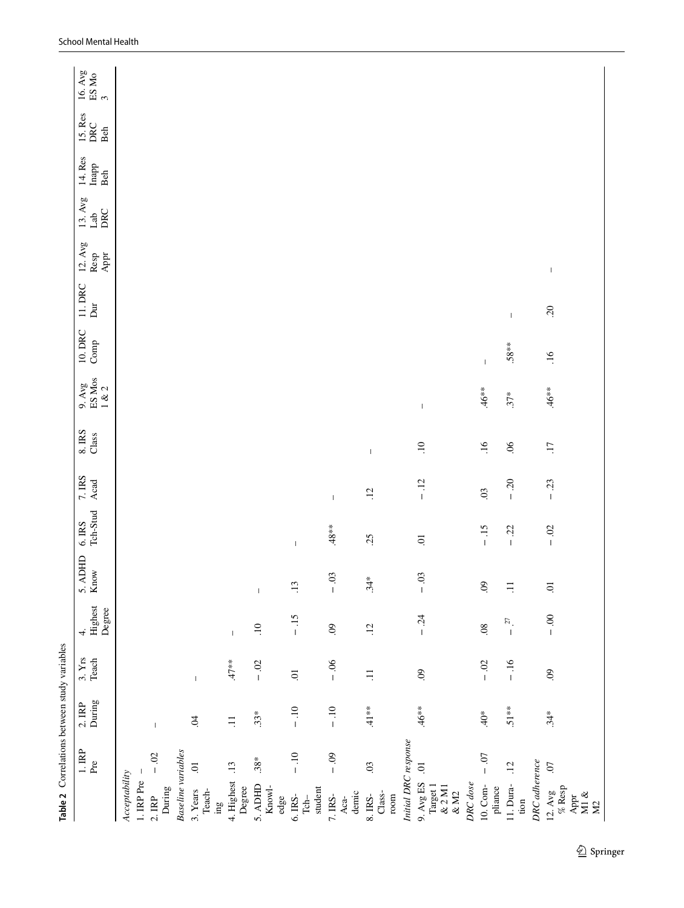**Table 2** Correlations between study variables

| | 1. IRP Pre | 2. IRP During | 3. Yrs Teach | 4. Highest Degree | 5. ADHD Know | 6. IRS Tch-Stud | 7. IRS Acad | 8. IRS Class | 9. Avg ES Mos 1 & 2 | 10. DRC Comp | 11. DRC Dur | 12. Avg Resp Appr | 13. Avg Lab DRC | 14. Res Inapp Beh | 15. Res DRC Beh | 16. Avg ES Mo 3 |
|---|---|---|---|---|---|---|---|---|---|---|---|---|---|---|---|---|
| *Acceptability* | | | | | | | | | | | | | | | | |
| 1. IRP Pre | – | | | | | | | | | | | | | | | |
| 2. IRP During | −.02 | – | | | | | | | | | | | | | | |
| *Baseline variables* | | | | | | | | | | | | | | | | |
| 3. Years Teaching | .01 | .04 | – | | | | | | | | | | | | | |
| 4. Highest Degree | .13 | .11 | .47** | – | | | | | | | | | | | | |
| 5. ADHD Knowledge | .38* | .33* | −.02 | .10 | – | | | | | | | | | | | |
| 6. IRS-Tch–student | −.10 | −.10 | .01 | −.15 | .13 | – | | | | | | | | | | |
| 7. IRS-Academic | −.09 | −.10 | −.06 | .09 | −.03 | .48** | – | | | | | | | | | |
| 8. IRS-Classroom | .03 | .41** | .11 | .12 | .34* | .25 | .12 | – | | | | | | | | |
| *Initial DRC response* | | | | | | | | | | | | | | | | |
| 9. Avg ES Target 1 & 2 M1 & M2 | .01 | .46** | .09 | −.24 | −.03 | .01 | −.12 | .10 | – | | | | | | | |
| *DRC dose* | | | | | | | | | | | | | | | | |
| 10. Compliance | −.07 | .40* | −.02 | .08 | .09 | −.15 | .03 | .16 | .46** | – | | | | | | |
| 11. Duration | .12 | .51** | −.16 | −.27 | .11 | −.22 | −.20 | .06 | .37* | .58** | – | | | | | |
| *DRC adherence* | | | | | | | | | | | | | | | | |
| 12. Avg % Resp Appr M1 & M2 | .07 | .34* | .09 | −.00 | .01 | −.02 | −.23 | .17 | .46** | .16 | .20 | – | | | | |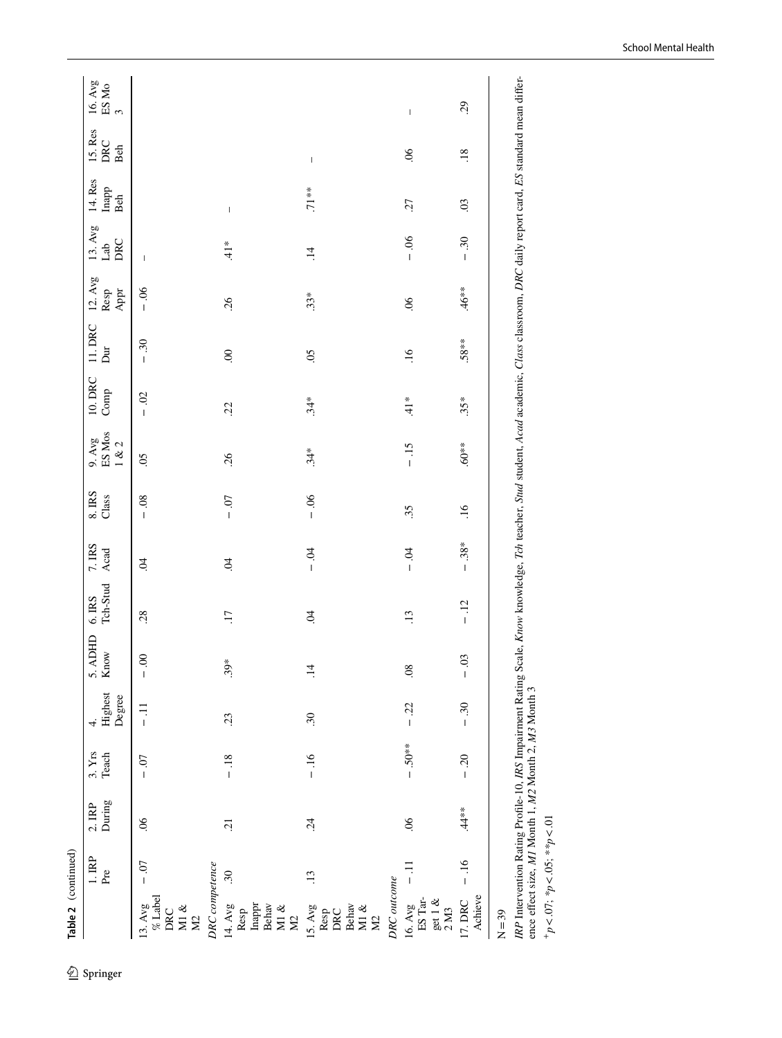**Table 2** (continued)

| | 1. IRP Pre | 2. IRP During | 3. Yrs Teach | 4. Highest Degree | 5. ADHD Know | 6. IRS Tch-Stud | 7. IRS Acad | 8. IRS Class | 9. Avg ES Mos 1 & 2 | 10. DRC Comp | 11. DRC Dur | 12. Avg Resp Appr | 13. Avg Lab DRC | 14. Res Inapp Beh | 15. Res DRC Beh | 16. Avg ES Mo 3 |
|---|---|---|---|---|---|---|---|---|---|---|---|---|---|---|---|---|
| 13. Avg % Label DRC M1 & M2 | −.07 | .06 | −.07 | −.11 | −.00 | .28 | .04 | −.08 | .05 | −.02 | −.30 | −.06 | – | | | |
| *DRC competence* | | | | | | | | | | | | | | | | |
| 14. Avg Resp Inappr Behav M1 & M2 | .30 | .21 | −.18 | .23 | .39* | .17 | .04 | −.07 | .26 | .22 | .00 | .26 | .41* | – | | |
| 15. Avg Resp DRC Behav M1 & M2 | .13 | .24 | −.16 | .30 | .14 | .04 | −.04 | −.06 | .34* | .34* | .05 | .33* | .14 | .71** | – | |
| *DRC outcome* | | | | | | | | | | | | | | | | |
| 16. Avg ES Target 1 & 2 M3 | −.11 | .06 | −.50** | −.22 | .08 | .13 | −.04 | .35 | −.15 | .41* | .16 | .06 | −.06 | .27 | .06 | – |
| 17. DRC Achieve | −.16 | .44** | −.20 | −.30 | −.03 | −.12 | −.38* | .16 | .60** | .35* | .58** | .46** | −.30 | .03 | .18 | .29 |

N = 39

*IRP* Intervention Rating Profile-10, *IRS* Impairment Rating Scale, *Know* knowledge, *Tch* teacher, *Stud* student, *Acad* academic, *Class* classroom, *DRC* daily report card, *ES* standard mean difference effect size, *M1* Month 1, *M2* Month 2, *M3* Month 3

$^{+}p < .07$; $^{*}p < .05$; $^{**}p < .01$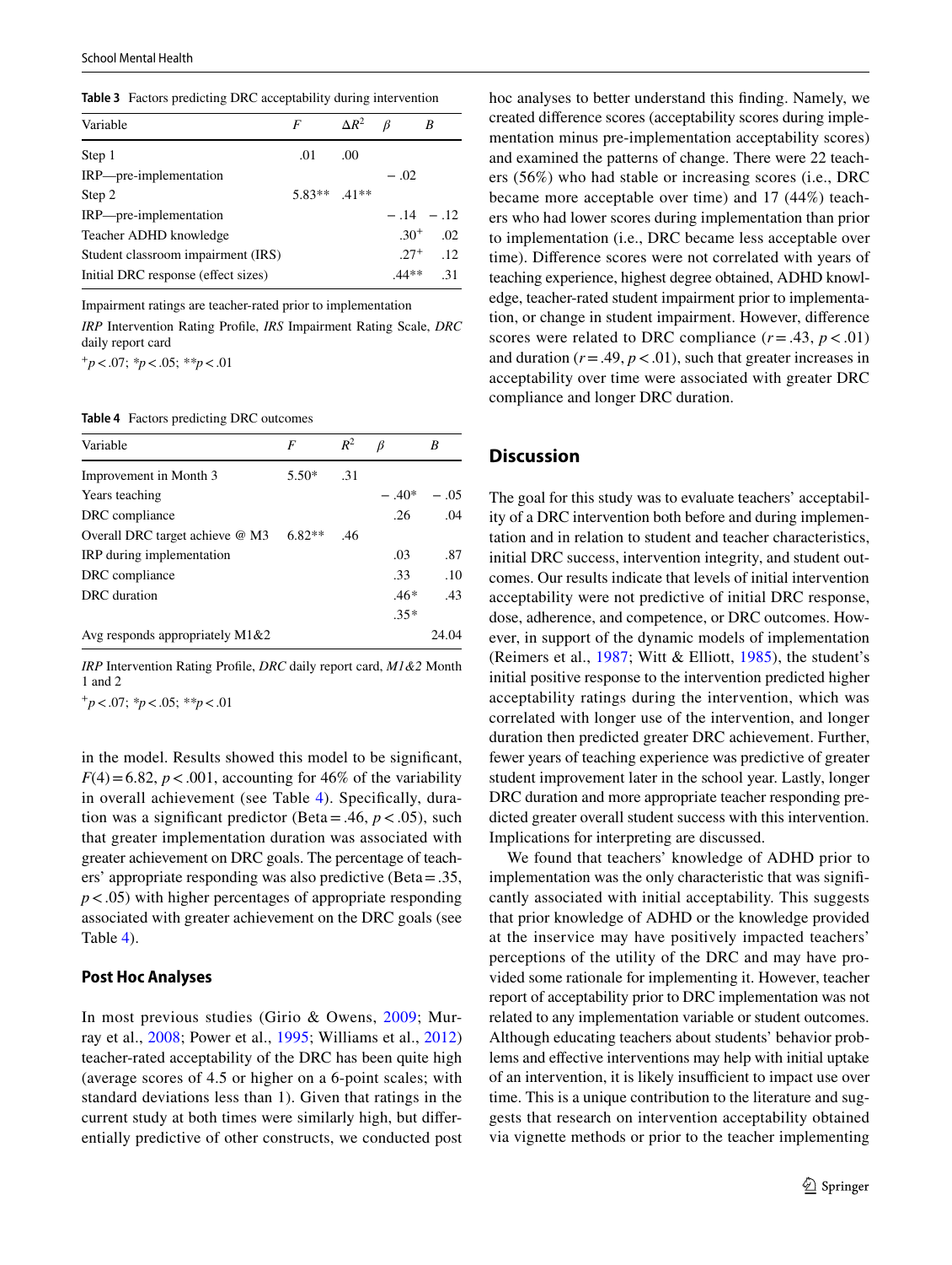**Table 3** Factors predicting DRC acceptability during intervention

| Variable | $F$ | $\Delta R^2$ | $\beta$ | $B$ |
|---|---|---|---|---|
| Step 1 | .01 | .00 | | |
| IRP—pre-implementation | | | − .02 | |
| Step 2 | 5.83** | .41** | | |
| IRP—pre-implementation | | | − .14 | − .12 |
| Teacher ADHD knowledge | | | .30+ | .02 |
| Student classroom impairment (IRS) | | | .27+ | .12 |
| Initial DRC response (effect sizes) | | | .44** | .31 |

Impairment ratings are teacher-rated prior to implementation

*IRP* Intervention Rating Profile, *IRS* Impairment Rating Scale, *DRC* daily report card

+$p < .07$; *$p < .05$; **$p < .01$

**Table 4** Factors predicting DRC outcomes

| Variable | $F$ | $R^2$ | $\beta$ | $B$ |
|---|---|---|---|---|
| Improvement in Month 3 | 5.50* | .31 | | |
| Years teaching | | | − .40* | − .05 |
| DRC compliance | | | .26 | .04 |
| Overall DRC target achieve @ M3 | 6.82** | .46 | | |
| IRP during implementation | | | .03 | .87 |
| DRC compliance | | | .33 | .10 |
| DRC duration | | | .46* | .43 |
| | | | .35* | |
| Avg responds appropriately M1&2 | | | | 24.04 |

*IRP* Intervention Rating Profile, *DRC* daily report card, *M1&2* Month 1 and 2

+$p < .07$; *$p < .05$; **$p < .01$

in the model. Results showed this model to be significant, $F(4) = 6.82$, $p < .001$, accounting for 46% of the variability in overall achievement (see Table 4). Specifically, duration was a significant predictor (Beta = .46, $p < .05$), such that greater implementation duration was associated with greater achievement on DRC goals. The percentage of teachers' appropriate responding was also predictive (Beta = .35, $p < .05$) with higher percentages of appropriate responding associated with greater achievement on the DRC goals (see Table 4).

### Post Hoc Analyses

In most previous studies (Girio & Owens, 2009; Murray et al., 2008; Power et al., 1995; Williams et al., 2012) teacher-rated acceptability of the DRC has been quite high (average scores of 4.5 or higher on a 6-point scales; with standard deviations less than 1). Given that ratings in the current study at both times were similarly high, but differentially predictive of other constructs, we conducted post hoc analyses to better understand this finding. Namely, we created difference scores (acceptability scores during implementation minus pre-implementation acceptability scores) and examined the patterns of change. There were 22 teachers (56%) who had stable or increasing scores (i.e., DRC became more acceptable over time) and 17 (44%) teachers who had lower scores during implementation than prior to implementation (i.e., DRC became less acceptable over time). Difference scores were not correlated with years of teaching experience, highest degree obtained, ADHD knowledge, teacher-rated student impairment prior to implementation, or change in student impairment. However, difference scores were related to DRC compliance ($r = .43$, $p < .01$) and duration ($r = .49$, $p < .01$), such that greater increases in acceptability over time were associated with greater DRC compliance and longer DRC duration.

## Discussion

The goal for this study was to evaluate teachers' acceptability of a DRC intervention both before and during implementation and in relation to student and teacher characteristics, initial DRC success, intervention integrity, and student outcomes. Our results indicate that levels of initial intervention acceptability were not predictive of initial DRC response, dose, adherence, and competence, or DRC outcomes. However, in support of the dynamic models of implementation (Reimers et al., 1987; Witt & Elliott, 1985), the student's initial positive response to the intervention predicted higher acceptability ratings during the intervention, which was correlated with longer use of the intervention, and longer duration then predicted greater DRC achievement. Further, fewer years of teaching experience was predictive of greater student improvement later in the school year. Lastly, longer DRC duration and more appropriate teacher responding predicted greater overall student success with this intervention. Implications for interpreting are discussed.

We found that teachers' knowledge of ADHD prior to implementation was the only characteristic that was significantly associated with initial acceptability. This suggests that prior knowledge of ADHD or the knowledge provided at the inservice may have positively impacted teachers' perceptions of the utility of the DRC and may have provided some rationale for implementing it. However, teacher report of acceptability prior to DRC implementation was not related to any implementation variable or student outcomes. Although educating teachers about students' behavior problems and effective interventions may help with initial uptake of an intervention, it is likely insufficient to impact use over time. This is a unique contribution to the literature and suggests that research on intervention acceptability obtained via vignette methods or prior to the teacher implementing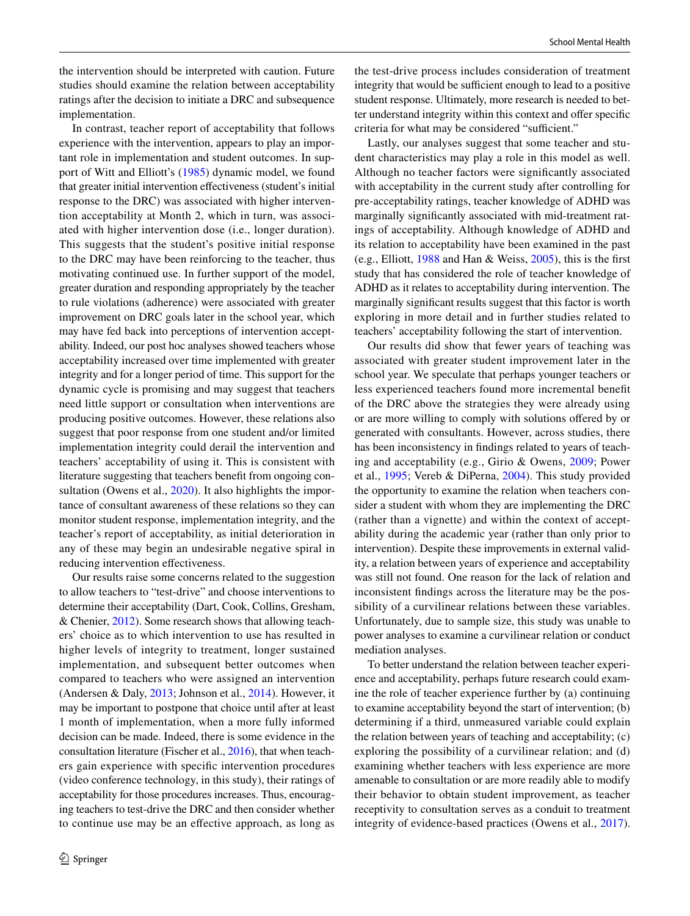the intervention should be interpreted with caution. Future studies should examine the relation between acceptability ratings after the decision to initiate a DRC and subsequence implementation.

In contrast, teacher report of acceptability that follows experience with the intervention, appears to play an important role in implementation and student outcomes. In support of Witt and Elliott's (1985) dynamic model, we found that greater initial intervention effectiveness (student's initial response to the DRC) was associated with higher intervention acceptability at Month 2, which in turn, was associated with higher intervention dose (i.e., longer duration). This suggests that the student's positive initial response to the DRC may have been reinforcing to the teacher, thus motivating continued use. In further support of the model, greater duration and responding appropriately by the teacher to rule violations (adherence) were associated with greater improvement on DRC goals later in the school year, which may have fed back into perceptions of intervention acceptability. Indeed, our post hoc analyses showed teachers whose acceptability increased over time implemented with greater integrity and for a longer period of time. This support for the dynamic cycle is promising and may suggest that teachers need little support or consultation when interventions are producing positive outcomes. However, these relations also suggest that poor response from one student and/or limited implementation integrity could derail the intervention and teachers' acceptability of using it. This is consistent with literature suggesting that teachers benefit from ongoing consultation (Owens et al., 2020). It also highlights the importance of consultant awareness of these relations so they can monitor student response, implementation integrity, and the teacher's report of acceptability, as initial deterioration in any of these may begin an undesirable negative spiral in reducing intervention effectiveness.

Our results raise some concerns related to the suggestion to allow teachers to "test-drive" and choose interventions to determine their acceptability (Dart, Cook, Collins, Gresham, & Chenier, 2012). Some research shows that allowing teachers' choice as to which intervention to use has resulted in higher levels of integrity to treatment, longer sustained implementation, and subsequent better outcomes when compared to teachers who were assigned an intervention (Andersen & Daly, 2013; Johnson et al., 2014). However, it may be important to postpone that choice until after at least 1 month of implementation, when a more fully informed decision can be made. Indeed, there is some evidence in the consultation literature (Fischer et al., 2016), that when teachers gain experience with specific intervention procedures (video conference technology, in this study), their ratings of acceptability for those procedures increases. Thus, encouraging teachers to test-drive the DRC and then consider whether to continue use may be an effective approach, as long as the test-drive process includes consideration of treatment integrity that would be sufficient enough to lead to a positive student response. Ultimately, more research is needed to better understand integrity within this context and offer specific criteria for what may be considered "sufficient."

Lastly, our analyses suggest that some teacher and student characteristics may play a role in this model as well. Although no teacher factors were significantly associated with acceptability in the current study after controlling for pre-acceptability ratings, teacher knowledge of ADHD was marginally significantly associated with mid-treatment ratings of acceptability. Although knowledge of ADHD and its relation to acceptability have been examined in the past (e.g., Elliott, 1988 and Han & Weiss, 2005), this is the first study that has considered the role of teacher knowledge of ADHD as it relates to acceptability during intervention. The marginally significant results suggest that this factor is worth exploring in more detail and in further studies related to teachers' acceptability following the start of intervention.

Our results did show that fewer years of teaching was associated with greater student improvement later in the school year. We speculate that perhaps younger teachers or less experienced teachers found more incremental benefit of the DRC above the strategies they were already using or are more willing to comply with solutions offered by or generated with consultants. However, across studies, there has been inconsistency in findings related to years of teaching and acceptability (e.g., Girio & Owens, 2009; Power et al., 1995; Vereb & DiPerna, 2004). This study provided the opportunity to examine the relation when teachers consider a student with whom they are implementing the DRC (rather than a vignette) and within the context of acceptability during the academic year (rather than only prior to intervention). Despite these improvements in external validity, a relation between years of experience and acceptability was still not found. One reason for the lack of relation and inconsistent findings across the literature may be the possibility of a curvilinear relations between these variables. Unfortunately, due to sample size, this study was unable to power analyses to examine a curvilinear relation or conduct mediation analyses.

To better understand the relation between teacher experience and acceptability, perhaps future research could examine the role of teacher experience further by (a) continuing to examine acceptability beyond the start of intervention; (b) determining if a third, unmeasured variable could explain the relation between years of teaching and acceptability; (c) exploring the possibility of a curvilinear relation; and (d) examining whether teachers with less experience are more amenable to consultation or are more readily able to modify their behavior to obtain student improvement, as teacher receptivity to consultation serves as a conduit to treatment integrity of evidence-based practices (Owens et al., 2017).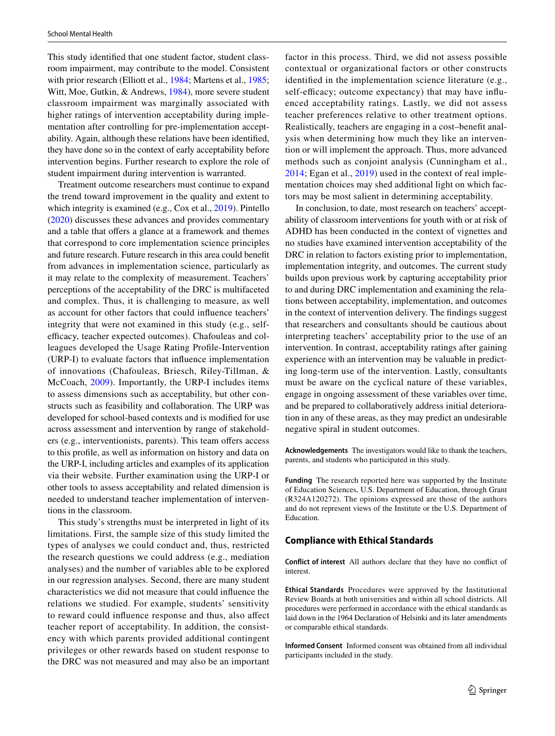This study identified that one student factor, student classroom impairment, may contribute to the model. Consistent with prior research (Elliott et al., 1984; Martens et al., 1985; Witt, Moe, Gutkin, & Andrews, 1984), more severe student classroom impairment was marginally associated with higher ratings of intervention acceptability during implementation after controlling for pre-implementation acceptability. Again, although these relations have been identified, they have done so in the context of early acceptability before intervention begins. Further research to explore the role of student impairment during intervention is warranted.

Treatment outcome researchers must continue to expand the trend toward improvement in the quality and extent to which integrity is examined (e.g., Cox et al., 2019). Pintello (2020) discusses these advances and provides commentary and a table that offers a glance at a framework and themes that correspond to core implementation science principles and future research. Future research in this area could benefit from advances in implementation science, particularly as it may relate to the complexity of measurement. Teachers' perceptions of the acceptability of the DRC is multifaceted and complex. Thus, it is challenging to measure, as well as account for other factors that could influence teachers' integrity that were not examined in this study (e.g., self-efficacy, teacher expected outcomes). Chafouleas and colleagues developed the Usage Rating Profile-Intervention (URP-I) to evaluate factors that influence implementation of innovations (Chafouleas, Briesch, Riley-Tillman, & McCoach, 2009). Importantly, the URP-I includes items to assess dimensions such as acceptability, but other constructs such as feasibility and collaboration. The URP was developed for school-based contexts and is modified for use across assessment and intervention by range of stakeholders (e.g., interventionists, parents). This team offers access to this profile, as well as information on history and data on the URP-I, including articles and examples of its application via their website. Further examination using the URP-I or other tools to assess acceptability and related dimension is needed to understand teacher implementation of interventions in the classroom.

This study's strengths must be interpreted in light of its limitations. First, the sample size of this study limited the types of analyses we could conduct and, thus, restricted the research questions we could address (e.g., mediation analyses) and the number of variables able to be explored in our regression analyses. Second, there are many student characteristics we did not measure that could influence the relations we studied. For example, students' sensitivity to reward could influence response and thus, also affect teacher report of acceptability. In addition, the consistency with which parents provided additional contingent privileges or other rewards based on student response to the DRC was not measured and may also be an important factor in this process. Third, we did not assess possible contextual or organizational factors or other constructs identified in the implementation science literature (e.g., self-efficacy; outcome expectancy) that may have influenced acceptability ratings. Lastly, we did not assess teacher preferences relative to other treatment options. Realistically, teachers are engaging in a cost–benefit analysis when determining how much they like an intervention or will implement the approach. Thus, more advanced methods such as conjoint analysis (Cunningham et al., 2014; Egan et al., 2019) used in the context of real implementation choices may shed additional light on which factors may be most salient in determining acceptability.

In conclusion, to date, most research on teachers' acceptability of classroom interventions for youth with or at risk of ADHD has been conducted in the context of vignettes and no studies have examined intervention acceptability of the DRC in relation to factors existing prior to implementation, implementation integrity, and outcomes. The current study builds upon previous work by capturing acceptability prior to and during DRC implementation and examining the relations between acceptability, implementation, and outcomes in the context of intervention delivery. The findings suggest that researchers and consultants should be cautious about interpreting teachers' acceptability prior to the use of an intervention. In contrast, acceptability ratings after gaining experience with an intervention may be valuable in predicting long-term use of the intervention. Lastly, consultants must be aware on the cyclical nature of these variables, engage in ongoing assessment of these variables over time, and be prepared to collaboratively address initial deterioration in any of these areas, as they may predict an undesirable negative spiral in student outcomes.

**Acknowledgements** The investigators would like to thank the teachers, parents, and students who participated in this study.

**Funding** The research reported here was supported by the Institute of Education Sciences, U.S. Department of Education, through Grant (R324A120272). The opinions expressed are those of the authors and do not represent views of the Institute or the U.S. Department of Education.

## Compliance with Ethical Standards

**Conflict of interest** All authors declare that they have no conflict of interest.

**Ethical Standards** Procedures were approved by the Institutional Review Boards at both universities and within all school districts. All procedures were performed in accordance with the ethical standards as laid down in the 1964 Declaration of Helsinki and its later amendments or comparable ethical standards.

**Informed Consent** Informed consent was obtained from all individual participants included in the study.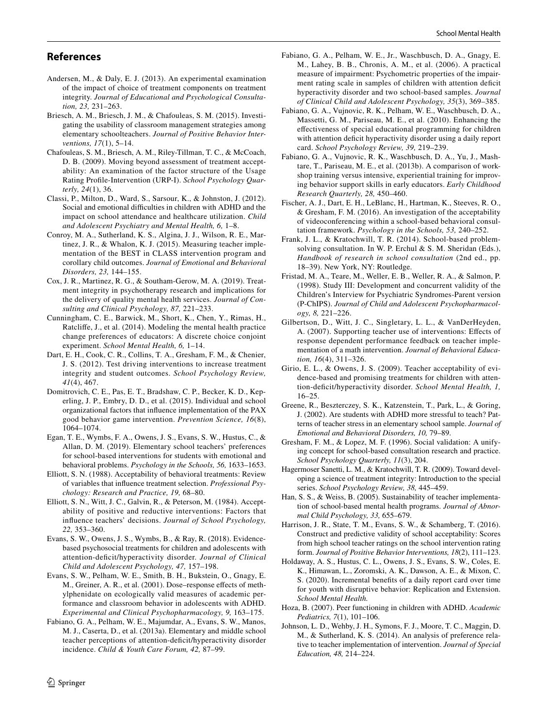## References

Andersen, M., & Daly, E. J. (2013). An experimental examination of the impact of choice of treatment components on treatment integrity. *Journal of Educational and Psychological Consultation, 23,* 231–263.

Briesch, A. M., Briesch, J. M., & Chafouleas, S. M. (2015). Investigating the usability of classroom management strategies among elementary schoolteachers. *Journal of Positive Behavior Interventions, 17*(1), 5–14.

Chafouleas, S. M., Briesch, A. M., Riley-Tillman, T. C., & McCoach, D. B. (2009). Moving beyond assessment of treatment acceptability: An examination of the factor structure of the Usage Rating Profile-Intervention (URP-I). *School Psychology Quarterly, 24*(1), 36.

Classi, P., Milton, D., Ward, S., Sarsour, K., & Johnston, J. (2012). Social and emotional difficulties in children with ADHD and the impact on school attendance and healthcare utilization. *Child and Adolescent Psychiatry and Mental Health, 6,* 1–8.

Conroy, M. A., Sutherland, K. S., Algina, J. J., Wilson, R. E., Martinez, J. R., & Whalon, K. J. (2015). Measuring teacher implementation of the BEST in CLASS intervention program and corollary child outcomes. *Journal of Emotional and Behavioral Disorders, 23,* 144–155.

Cox, J. R., Martinez, R. G., & Southam-Gerow, M. A. (2019). Treatment integrity in psychotherapy research and implications for the delivery of quality mental health services. *Journal of Consulting and Clinical Psychology, 87,* 221–233.

Cunningham, C. E., Barwick, M., Short, K., Chen, Y., Rimas, H., Ratcliffe, J., et al. (2014). Modeling the mental health practice change preferences of educators: A discrete choice conjoint experiment. *School Mental Health, 6,* 1–14.

Dart, E. H., Cook, C. R., Collins, T. A., Gresham, F. M., & Chenier, J. S. (2012). Test driving interventions to increase treatment integrity and student outcomes. *School Psychology Review, 41*(4), 467.

Domitrovich, C. E., Pas, E. T., Bradshaw, C. P., Becker, K. D., Keperling, J. P., Embry, D. D., et al. (2015). Individual and school organizational factors that influence implementation of the PAX good behavior game intervention. *Prevention Science, 16*(8), 1064–1074.

Egan, T. E., Wymbs, F. A., Owens, J. S., Evans, S. W., Hustus, C., & Allan, D. M. (2019). Elementary school teachers' preferences for school-based interventions for students with emotional and behavioral problems. *Psychology in the Schools, 56,* 1633–1653.

Elliott, S. N. (1988). Acceptability of behavioral treatments: Review of variables that influence treatment selection. *Professional Psychology: Research and Practice, 19,* 68–80.

Elliott, S. N., Witt, J. C., Galvin, R., & Peterson, M. (1984). Acceptability of positive and reductive interventions: Factors that influence teachers' decisions. *Journal of School Psychology, 22,* 353–360.

Evans, S. W., Owens, J. S., Wymbs, B., & Ray, R. (2018). Evidence-based psychosocial treatments for children and adolescents with attention-deficit/hyperactivity disorder. *Journal of Clinical Child and Adolescent Psychology, 47,* 157–198.

Evans, S. W., Pelham, W. E., Smith, B. H., Bukstein, O., Gnagy, E. M., Greiner, A. R., et al. (2001). Dose–response effects of methylphenidate on ecologically valid measures of academic performance and classroom behavior in adolescents with ADHD. *Experimental and Clinical Psychopharmacology, 9,* 163–175.

Fabiano, G. A., Pelham, W. E., Majumdar, A., Evans, S. W., Manos, M. J., Caserta, D., et al. (2013a). Elementary and middle school teacher perceptions of attention-deficit/hyperactivity disorder incidence. *Child & Youth Care Forum, 42,* 87–99.

Fabiano, G. A., Pelham, W. E., Jr., Waschbusch, D. A., Gnagy, E. M., Lahey, B. B., Chronis, A. M., et al. (2006). A practical measure of impairment: Psychometric properties of the impairment rating scale in samples of children with attention deficit hyperactivity disorder and two school-based samples. *Journal of Clinical Child and Adolescent Psychology, 35*(3), 369–385.

Fabiano, G. A., Vujnovic, R. K., Pelham, W. E., Waschbusch, D. A., Massetti, G. M., Pariseau, M. E., et al. (2010). Enhancing the effectiveness of special educational programming for children with attention deficit hyperactivity disorder using a daily report card. *School Psychology Review, 39,* 219–239.

Fabiano, G. A., Vujnovic, R. K., Waschbusch, D. A., Yu, J., Mashtare, T., Pariseau, M. E., et al. (2013b). A comparison of workshop training versus intensive, experiential training for improving behavior support skills in early educators. *Early Childhood Research Quarterly, 28,* 450–460.

Fischer, A. J., Dart, E. H., LeBlanc, H., Hartman, K., Steeves, R. O., & Gresham, F. M. (2016). An investigation of the acceptability of videoconferencing within a school-based behavioral consultation framework. *Psychology in the Schools, 53,* 240–252.

Frank, J. L., & Kratochwill, T. R. (2014). School-based problem-solving consultation. In W. P. Erchul & S. M. Sheridan (Eds.), *Handbook of research in school consultation* (2nd ed., pp. 18–39). New York, NY: Routledge.

Fristad, M. A., Teare, M., Weller, E. B., Weller, R. A., & Salmon, P. (1998). Study III: Development and concurrent validity of the Children's Interview for Psychiatric Syndromes-Parent version (P-ChIPS). *Journal of Child and Adolescent Psychopharmacology, 8,* 221–226.

Gilbertson, D., Witt, J. C., Singletary, L. L., & VanDerHeyden, A. (2007). Supporting teacher use of interventions: Effects of response dependent performance feedback on teacher implementation of a math intervention. *Journal of Behavioral Education, 16*(4), 311–326.

Girio, E. L., & Owens, J. S. (2009). Teacher acceptability of evidence-based and promising treatments for children with attention-deficit/hyperactivity disorder. *School Mental Health, 1,* 16–25.

Greene, R., Beszterczey, S. K., Katzenstein, T., Park, L., & Goring, J. (2002). Are students with ADHD more stressful to teach? Patterns of teacher stress in an elementary school sample. *Journal of Emotional and Behavioral Disorders, 10,* 79–89.

Gresham, F. M., & Lopez, M. F. (1996). Social validation: A unifying concept for school-based consultation research and practice. *School Psychology Quarterly, 11*(3), 204.

Hagermoser Sanetti, L. M., & Kratochwill, T. R. (2009). Toward developing a science of treatment integrity: Introduction to the special series. *School Psychology Review, 38,* 445–459.

Han, S. S., & Weiss, B. (2005). Sustainability of teacher implementation of school-based mental health programs. *Journal of Abnormal Child Psychology, 33,* 655–679.

Harrison, J. R., State, T. M., Evans, S. W., & Schamberg, T. (2016). Construct and predictive validity of social acceptability: Scores from high school teacher ratings on the school intervention rating form. *Journal of Positive Behavior Interventions, 18*(2), 111–123.

Holdaway, A. S., Hustus, C. L., Owens, J. S., Evans, S. W., Coles, E. K., Himawan, L., Zoromski, A. K., Dawson, A. E., & Mixon, C. S. (2020). Incremental benefits of a daily report card over time for youth with disruptive behavior: Replication and Extension. *School Mental Health.*

Hoza, B. (2007). Peer functioning in children with ADHD. *Academic Pediatrics, 7*(1), 101–106.

Johnson, L. D., Wehby, J. H., Symons, F. J., Moore, T. C., Maggin, D. M., & Sutherland, K. S. (2014). An analysis of preference relative to teacher implementation of intervention. *Journal of Special Education, 48,* 214–224.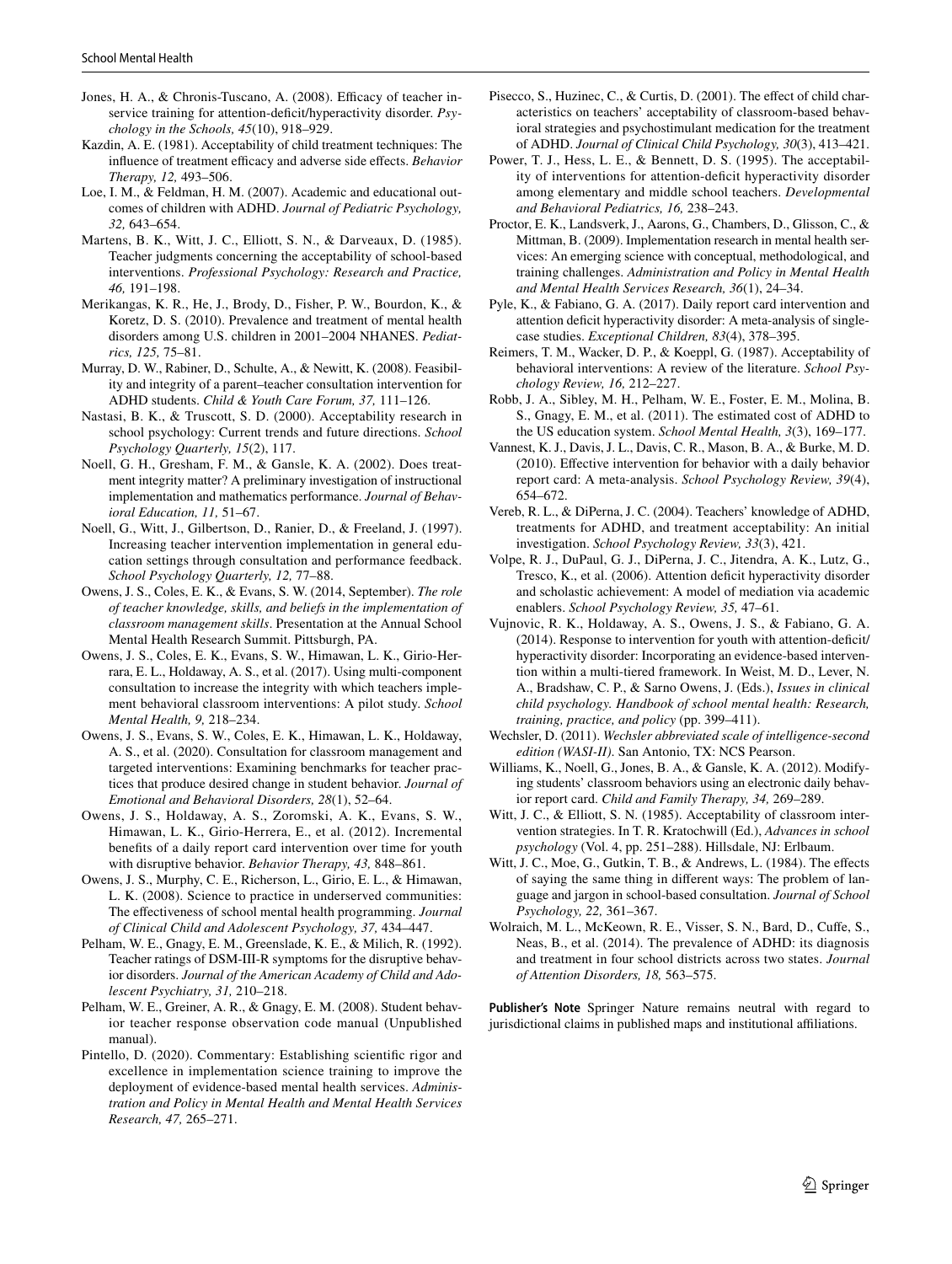Jones, H. A., & Chronis-Tuscano, A. (2008). Efficacy of teacher in-service training for attention-deficit/hyperactivity disorder. *Psychology in the Schools, 45*(10), 918–929.

Kazdin, A. E. (1981). Acceptability of child treatment techniques: The influence of treatment efficacy and adverse side effects. *Behavior Therapy, 12,* 493–506.

Loe, I. M., & Feldman, H. M. (2007). Academic and educational outcomes of children with ADHD. *Journal of Pediatric Psychology, 32,* 643–654.

Martens, B. K., Witt, J. C., Elliott, S. N., & Darveaux, D. (1985). Teacher judgments concerning the acceptability of school-based interventions. *Professional Psychology: Research and Practice, 46,* 191–198.

Merikangas, K. R., He, J., Brody, D., Fisher, P. W., Bourdon, K., & Koretz, D. S. (2010). Prevalence and treatment of mental health disorders among U.S. children in 2001–2004 NHANES. *Pediatrics, 125,* 75–81.

Murray, D. W., Rabiner, D., Schulte, A., & Newitt, K. (2008). Feasibility and integrity of a parent–teacher consultation intervention for ADHD students. *Child & Youth Care Forum, 37,* 111–126.

Nastasi, B. K., & Truscott, S. D. (2000). Acceptability research in school psychology: Current trends and future directions. *School Psychology Quarterly, 15*(2), 117.

Noell, G. H., Gresham, F. M., & Gansle, K. A. (2002). Does treatment integrity matter? A preliminary investigation of instructional implementation and mathematics performance. *Journal of Behavioral Education, 11,* 51–67.

Noell, G., Witt, J., Gilbertson, D., Ranier, D., & Freeland, J. (1997). Increasing teacher intervention implementation in general education settings through consultation and performance feedback. *School Psychology Quarterly, 12,* 77–88.

Owens, J. S., Coles, E. K., & Evans, S. W. (2014, September). *The role of teacher knowledge, skills, and beliefs in the implementation of classroom management skills*. Presentation at the Annual School Mental Health Research Summit. Pittsburgh, PA.

Owens, J. S., Coles, E. K., Evans, S. W., Himawan, L. K., Girio-Herrara, E. L., Holdaway, A. S., et al. (2017). Using multi-component consultation to increase the integrity with which teachers implement behavioral classroom interventions: A pilot study. *School Mental Health, 9,* 218–234.

Owens, J. S., Evans, S. W., Coles, E. K., Himawan, L. K., Holdaway, A. S., et al. (2020). Consultation for classroom management and targeted interventions: Examining benchmarks for teacher practices that produce desired change in student behavior. *Journal of Emotional and Behavioral Disorders, 28*(1), 52–64.

Owens, J. S., Holdaway, A. S., Zoromski, A. K., Evans, S. W., Himawan, L. K., Girio-Herrera, E., et al. (2012). Incremental benefits of a daily report card intervention over time for youth with disruptive behavior. *Behavior Therapy, 43,* 848–861.

Owens, J. S., Murphy, C. E., Richerson, L., Girio, E. L., & Himawan, L. K. (2008). Science to practice in underserved communities: The effectiveness of school mental health programming. *Journal of Clinical Child and Adolescent Psychology, 37,* 434–447.

Pelham, W. E., Gnagy, E. M., Greenslade, K. E., & Milich, R. (1992). Teacher ratings of DSM-III-R symptoms for the disruptive behavior disorders. *Journal of the American Academy of Child and Adolescent Psychiatry, 31,* 210–218.

Pelham, W. E., Greiner, A. R., & Gnagy, E. M. (2008). Student behavior teacher response observation code manual (Unpublished manual).

Pintello, D. (2020). Commentary: Establishing scientific rigor and excellence in implementation science training to improve the deployment of evidence-based mental health services. *Administration and Policy in Mental Health and Mental Health Services Research, 47,* 265–271.

Pisecco, S., Huzinec, C., & Curtis, D. (2001). The effect of child characteristics on teachers' acceptability of classroom-based behavioral strategies and psychostimulant medication for the treatment of ADHD. *Journal of Clinical Child Psychology, 30*(3), 413–421.

Power, T. J., Hess, L. E., & Bennett, D. S. (1995). The acceptability of interventions for attention-deficit hyperactivity disorder among elementary and middle school teachers. *Developmental and Behavioral Pediatrics, 16,* 238–243.

Proctor, E. K., Landsverk, J., Aarons, G., Chambers, D., Glisson, C., & Mittman, B. (2009). Implementation research in mental health services: An emerging science with conceptual, methodological, and training challenges. *Administration and Policy in Mental Health and Mental Health Services Research, 36*(1), 24–34.

Pyle, K., & Fabiano, G. A. (2017). Daily report card intervention and attention deficit hyperactivity disorder: A meta-analysis of single-case studies. *Exceptional Children, 83*(4), 378–395.

Reimers, T. M., Wacker, D. P., & Koeppl, G. (1987). Acceptability of behavioral interventions: A review of the literature. *School Psychology Review, 16,* 212–227.

Robb, J. A., Sibley, M. H., Pelham, W. E., Foster, E. M., Molina, B. S., Gnagy, E. M., et al. (2011). The estimated cost of ADHD to the US education system. *School Mental Health, 3*(3), 169–177.

Vannest, K. J., Davis, J. L., Davis, C. R., Mason, B. A., & Burke, M. D. (2010). Effective intervention for behavior with a daily behavior report card: A meta-analysis. *School Psychology Review, 39*(4), 654–672.

Vereb, R. L., & DiPerna, J. C. (2004). Teachers' knowledge of ADHD, treatments for ADHD, and treatment acceptability: An initial investigation. *School Psychology Review, 33*(3), 421.

Volpe, R. J., DuPaul, G. J., DiPerna, J. C., Jitendra, A. K., Lutz, G., Tresco, K., et al. (2006). Attention deficit hyperactivity disorder and scholastic achievement: A model of mediation via academic enablers. *School Psychology Review, 35,* 47–61.

Vujnovic, R. K., Holdaway, A. S., Owens, J. S., & Fabiano, G. A. (2014). Response to intervention for youth with attention-deficit/hyperactivity disorder: Incorporating an evidence-based intervention within a multi-tiered framework. In Weist, M. D., Lever, N. A., Bradshaw, C. P., & Sarno Owens, J. (Eds.), *Issues in clinical child psychology. Handbook of school mental health: Research, training, practice, and policy* (pp. 399–411).

Wechsler, D. (2011). *Wechsler abbreviated scale of intelligence-second edition (WASI-II)*. San Antonio, TX: NCS Pearson.

Williams, K., Noell, G., Jones, B. A., & Gansle, K. A. (2012). Modifying students' classroom behaviors using an electronic daily behavior report card. *Child and Family Therapy, 34,* 269–289.

Witt, J. C., & Elliott, S. N. (1985). Acceptability of classroom intervention strategies. In T. R. Kratochwill (Ed.), *Advances in school psychology* (Vol. 4, pp. 251–288). Hillsdale, NJ: Erlbaum.

Witt, J. C., Moe, G., Gutkin, T. B., & Andrews, L. (1984). The effects of saying the same thing in different ways: The problem of language and jargon in school-based consultation. *Journal of School Psychology, 22,* 361–367.

Wolraich, M. L., McKeown, R. E., Visser, S. N., Bard, D., Cuffe, S., Neas, B., et al. (2014). The prevalence of ADHD: its diagnosis and treatment in four school districts across two states. *Journal of Attention Disorders, 18,* 563–575.

**Publisher's Note** Springer Nature remains neutral with regard to jurisdictional claims in published maps and institutional affiliations.